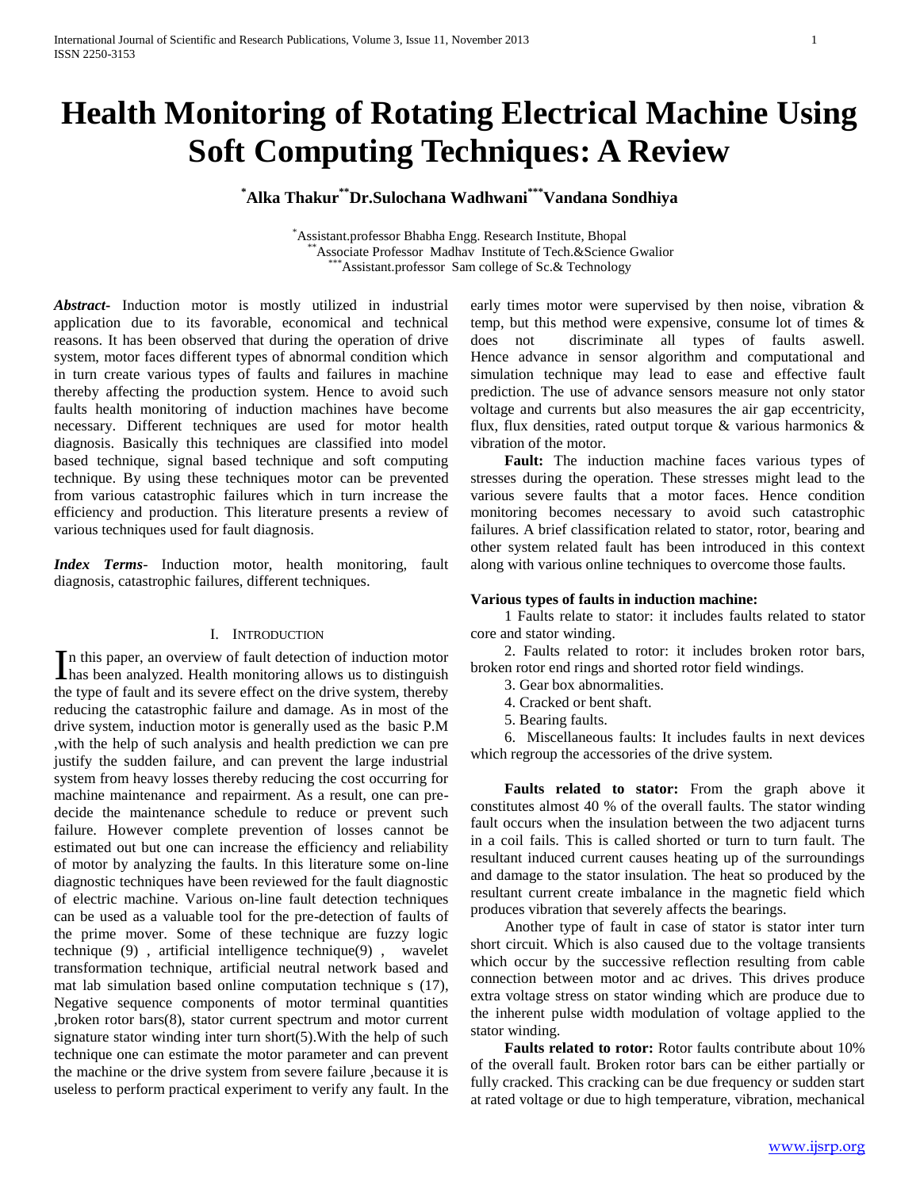# Health Monitoring of Rotating Electrical Machine Using Soft Computing Techniques: A Review

**[*]Alka Thakur[**]Dr.Sulochana Wadhwani[***]Vandana Sondhiya**

[*]Assistant.professor Bhabha Engg. Research Institute, Bhopal
[**]Associate Professor Madhav Institute of Tech.&Science Gwalior
[***]Assistant.professor Sam college of Sc.& Technology

***Abstract***- Induction motor is mostly utilized in industrial application due to its favorable, economical and technical reasons. It has been observed that during the operation of drive system, motor faces different types of abnormal condition which in turn create various types of faults and failures in machine thereby affecting the production system. Hence to avoid such faults health monitoring of induction machines have become necessary. Different techniques are used for motor health diagnosis. Basically this techniques are classified into model based technique, signal based technique and soft computing technique. By using these techniques motor can be prevented from various catastrophic failures which in turn increase the efficiency and production. This literature presents a review of various techniques used for fault diagnosis.

***Index Terms***- Induction motor, health monitoring, fault diagnosis, catastrophic failures, different techniques.

## I. Introduction

In this paper, an overview of fault detection of induction motor has been analyzed. Health monitoring allows us to distinguish the type of fault and its severe effect on the drive system, thereby reducing the catastrophic failure and damage. As in most of the drive system, induction motor is generally used as the basic P.M ,with the help of such analysis and health prediction we can pre justify the sudden failure, and can prevent the large industrial system from heavy losses thereby reducing the cost occurring for machine maintenance and repairment. As a result, one can pre-decide the maintenance schedule to reduce or prevent such failure. However complete prevention of losses cannot be estimated out but one can increase the efficiency and reliability of motor by analyzing the faults. In this literature some on-line diagnostic techniques have been reviewed for the fault diagnostic of electric machine. Various on-line fault detection techniques can be used as a valuable tool for the pre-detection of faults of the prime mover. Some of these technique are fuzzy logic technique (9) , artificial intelligence technique(9) , wavelet transformation technique, artificial neutral network based and mat lab simulation based online computation technique s (17), Negative sequence components of motor terminal quantities ,broken rotor bars(8), stator current spectrum and motor current signature stator winding inter turn short(5).With the help of such technique one can estimate the motor parameter and can prevent the machine or the drive system from severe failure ,because it is useless to perform practical experiment to verify any fault. In the early times motor were supervised by then noise, vibration & temp, but this method were expensive, consume lot of times & does not discriminate all types of faults aswell. Hence advance in sensor algorithm and computational and simulation technique may lead to ease and effective fault prediction. The use of advance sensors measure not only stator voltage and currents but also measures the air gap eccentricity, flux, flux densities, rated output torque & various harmonics & vibration of the motor.

**Fault:** The induction machine faces various types of stresses during the operation. These stresses might lead to the various severe faults that a motor faces. Hence condition monitoring becomes necessary to avoid such catastrophic failures. A brief classification related to stator, rotor, bearing and other system related fault has been introduced in this context along with various online techniques to overcome those faults.

**Various types of faults in induction machine:**

1 Faults relate to stator: it includes faults related to stator core and stator winding.

2. Faults related to rotor: it includes broken rotor bars, broken rotor end rings and shorted rotor field windings.

3. Gear box abnormalities.

4. Cracked or bent shaft.

5. Bearing faults.

6. Miscellaneous faults: It includes faults in next devices which regroup the accessories of the drive system.

**Faults related to stator:** From the graph above it constitutes almost 40 % of the overall faults. The stator winding fault occurs when the insulation between the two adjacent turns in a coil fails. This is called shorted or turn to turn fault. The resultant induced current causes heating up of the surroundings and damage to the stator insulation. The heat so produced by the resultant current create imbalance in the magnetic field which produces vibration that severely affects the bearings.

Another type of fault in case of stator is stator inter turn short circuit. Which is also caused due to the voltage transients which occur by the successive reflection resulting from cable connection between motor and ac drives. This drives produce extra voltage stress on stator winding which are produce due to the inherent pulse width modulation of voltage applied to the stator winding.

**Faults related to rotor:** Rotor faults contribute about 10% of the overall fault. Broken rotor bars can be either partially or fully cracked. This cracking can be due frequency or sudden start at rated voltage or due to high temperature, vibration, mechanical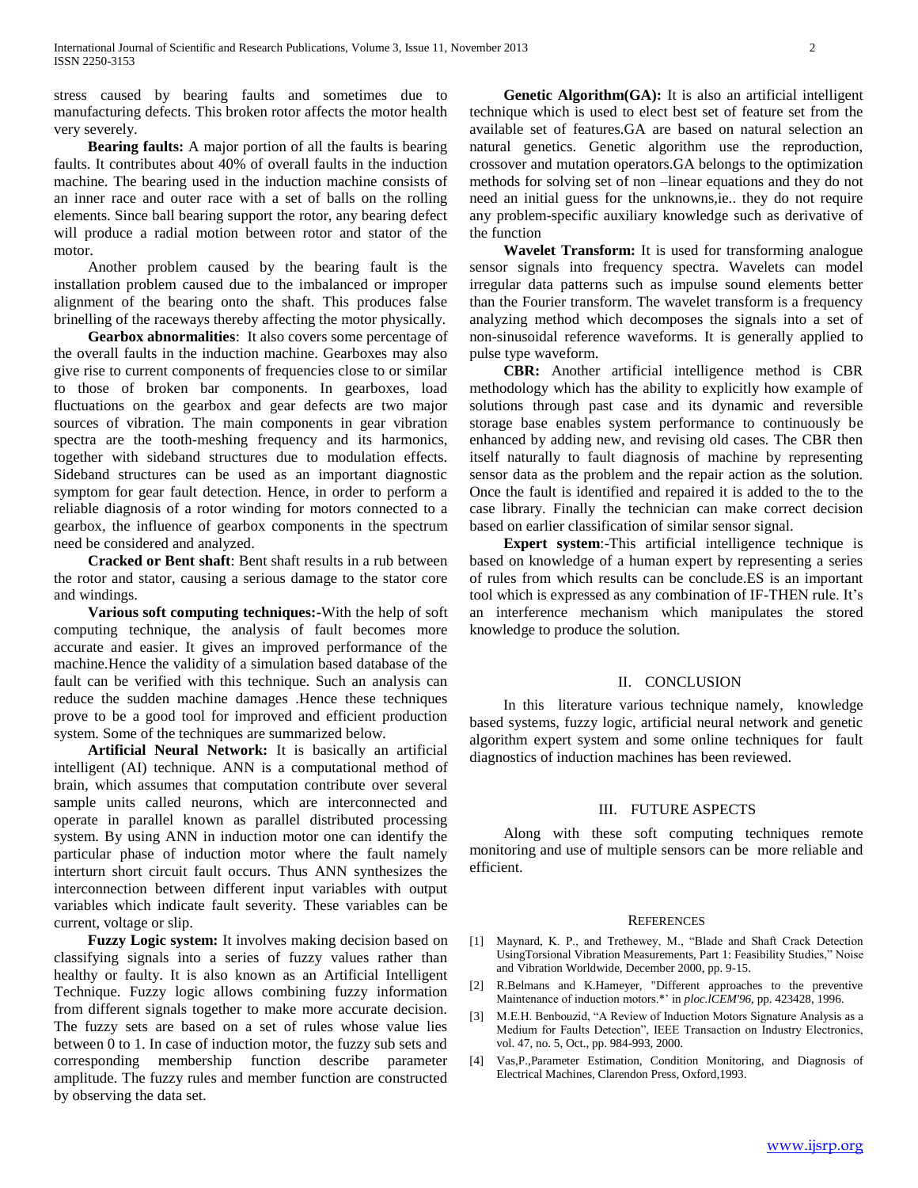stress caused by bearing faults and sometimes due to manufacturing defects. This broken rotor affects the motor health very severely.

**Bearing faults:** A major portion of all the faults is bearing faults. It contributes about 40% of overall faults in the induction machine. The bearing used in the induction machine consists of an inner race and outer race with a set of balls on the rolling elements. Since ball bearing support the rotor, any bearing defect will produce a radial motion between rotor and stator of the motor.

Another problem caused by the bearing fault is the installation problem caused due to the imbalanced or improper alignment of the bearing onto the shaft. This produces false brinelling of the raceways thereby affecting the motor physically.

**Gearbox abnormalities**: It also covers some percentage of the overall faults in the induction machine. Gearboxes may also give rise to current components of frequencies close to or similar to those of broken bar components. In gearboxes, load fluctuations on the gearbox and gear defects are two major sources of vibration. The main components in gear vibration spectra are the tooth-meshing frequency and its harmonics, together with sideband structures due to modulation effects. Sideband structures can be used as an important diagnostic symptom for gear fault detection. Hence, in order to perform a reliable diagnosis of a rotor winding for motors connected to a gearbox, the influence of gearbox components in the spectrum need be considered and analyzed.

**Cracked or Bent shaft**: Bent shaft results in a rub between the rotor and stator, causing a serious damage to the stator core and windings.

**Various soft computing techniques:-**With the help of soft computing technique, the analysis of fault becomes more accurate and easier. It gives an improved performance of the machine.Hence the validity of a simulation based database of the fault can be verified with this technique. Such an analysis can reduce the sudden machine damages .Hence these techniques prove to be a good tool for improved and efficient production system. Some of the techniques are summarized below.

**Artificial Neural Network:** It is basically an artificial intelligent (AI) technique. ANN is a computational method of brain, which assumes that computation contribute over several sample units called neurons, which are interconnected and operate in parallel known as parallel distributed processing system. By using ANN in induction motor one can identify the particular phase of induction motor where the fault namely interturn short circuit fault occurs. Thus ANN synthesizes the interconnection between different input variables with output variables which indicate fault severity. These variables can be current, voltage or slip.

**Fuzzy Logic system:** It involves making decision based on classifying signals into a series of fuzzy values rather than healthy or faulty. It is also known as an Artificial Intelligent Technique. Fuzzy logic allows combining fuzzy information from different signals together to make more accurate decision. The fuzzy sets are based on a set of rules whose value lies between 0 to 1. In case of induction motor, the fuzzy sub sets and corresponding membership function describe parameter amplitude. The fuzzy rules and member function are constructed by observing the data set.

**Genetic Algorithm(GA):** It is also an artificial intelligent technique which is used to elect best set of feature set from the available set of features.GA are based on natural selection an natural genetics. Genetic algorithm use the reproduction, crossover and mutation operators.GA belongs to the optimization methods for solving set of non –linear equations and they do not need an initial guess for the unknowns,ie.. they do not require any problem-specific auxiliary knowledge such as derivative of the function

**Wavelet Transform:** It is used for transforming analogue sensor signals into frequency spectra. Wavelets can model irregular data patterns such as impulse sound elements better than the Fourier transform. The wavelet transform is a frequency analyzing method which decomposes the signals into a set of non-sinusoidal reference waveforms. It is generally applied to pulse type waveform.

**CBR:** Another artificial intelligence method is CBR methodology which has the ability to explicitly how example of solutions through past case and its dynamic and reversible storage base enables system performance to continuously be enhanced by adding new, and revising old cases. The CBR then itself naturally to fault diagnosis of machine by representing sensor data as the problem and the repair action as the solution. Once the fault is identified and repaired it is added to the to the case library. Finally the technician can make correct decision based on earlier classification of similar sensor signal.

**Expert system**:-This artificial intelligence technique is based on knowledge of a human expert by representing a series of rules from which results can be conclude.ES is an important tool which is expressed as any combination of IF-THEN rule. It's an interference mechanism which manipulates the stored knowledge to produce the solution.

## II. Conclusion

In this literature various technique namely, knowledge based systems, fuzzy logic, artificial neural network and genetic algorithm expert system and some online techniques for fault diagnostics of induction machines has been reviewed.

## III. Future Aspects

Along with these soft computing techniques remote monitoring and use of multiple sensors can be more reliable and efficient.

## References

[1] Maynard, K. P., and Trethewey, M., "Blade and Shaft Crack Detection UsingTorsional Vibration Measurements, Part 1: Feasibility Studies," Noise and Vibration Worldwide, December 2000, pp. 9-15.

[2] R.Belmans and K.Hameyer, "Different approaches to the preventive Maintenance of induction motors.*' in *ploc.lCEM'96*, pp. 423428, 1996.

[3] M.E.H. Benbouzid, "A Review of Induction Motors Signature Analysis as a Medium for Faults Detection", IEEE Transaction on Industry Electronics, vol. 47, no. 5, Oct., pp. 984-993, 2000.

[4] Vas,P.,Parameter Estimation, Condition Monitoring, and Diagnosis of Electrical Machines, Clarendon Press, Oxford,1993.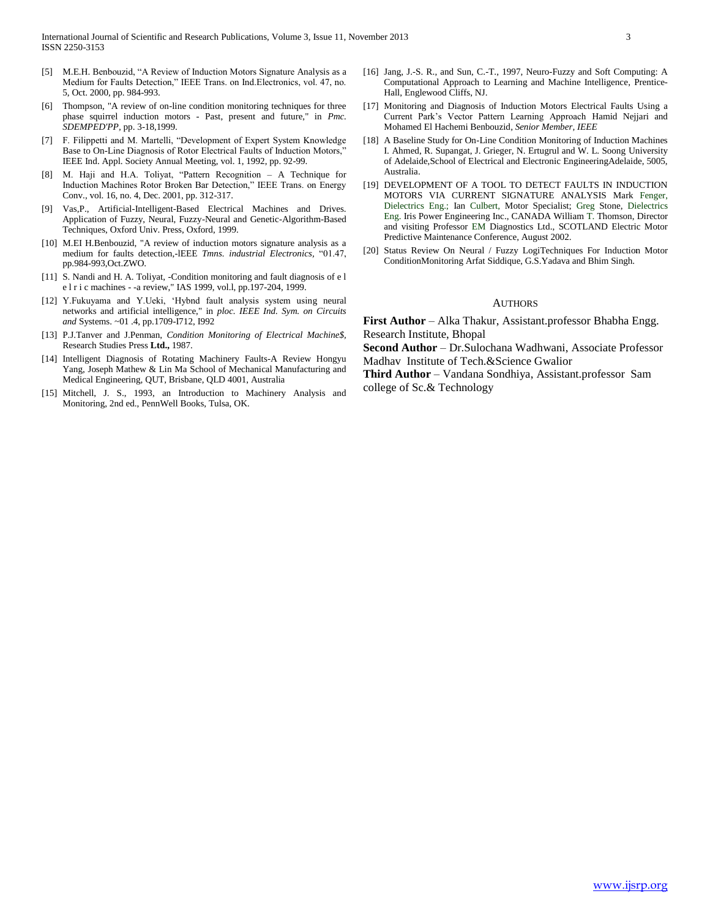[5] M.E.H. Benbouzid, "A Review of Induction Motors Signature Analysis as a Medium for Faults Detection," IEEE Trans. on Ind.Electronics, vol. 47, no. 5, Oct. 2000, pp. 984-993.

[6] Thompson, "A review of on-line condition monitoring techniques for three phase squirrel induction motors - Past, present and future," in *Pmc. SDEMPED'PP*, pp. 3-18,1999.

[7] F. Filippetti and M. Martelli, "Development of Expert System Knowledge Base to On-Line Diagnosis of Rotor Electrical Faults of Induction Motors," IEEE Ind. Appl. Society Annual Meeting, vol. 1, 1992, pp. 92-99.

[8] M. Haji and H.A. Toliyat, "Pattern Recognition – A Technique for Induction Machines Rotor Broken Bar Detection," IEEE Trans. on Energy Conv., vol. 16, no. 4, Dec. 2001, pp. 312-317.

[9] Vas,P., Artificial-Intelligent-Based Electrical Machines and Drives. Application of Fuzzy, Neural, Fuzzy-Neural and Genetic-Algorithm-Based Techniques, Oxford Univ. Press, Oxford, 1999.

[10] M.EI H.Benbouzid, "A review of induction motors signature analysis as a medium for faults detection,-lEEE *Tmns. industrial Electronics*, "01.47, pp.984-993,Oct.ZWO.

[11] S. Nandi and H. A. Toliyat, -Condition monitoring and fault diagnosis of e l e l r i c machines - -a review," IAS 1999, vol.l, pp.197-204, 1999.

[12] Y.Fukuyama and Y.Ueki, 'Hybnd fault analysis system using neural networks and artificial intelligence," in *ploc. IEEE Ind. Sym. on Circuits and* Systems. ~01 .4, pp.1709-I712, I992

[13] P.J.Tanver and J.Penman, *Condition Monitoring of Electrical Machine$*, Research Studies Press **Ltd.,** 1987.

[14] Intelligent Diagnosis of Rotating Machinery Faults-A Review Hongyu Yang, Joseph Mathew & Lin Ma School of Mechanical Manufacturing and Medical Engineering, QUT, Brisbane, QLD 4001, Australia

[15] Mitchell, J. S., 1993, an Introduction to Machinery Analysis and Monitoring, 2nd ed., PennWell Books, Tulsa, OK.

[16] Jang, J.-S. R., and Sun, C.-T., 1997, Neuro-Fuzzy and Soft Computing: A Computational Approach to Learning and Machine Intelligence, Prentice-Hall, Englewood Cliffs, NJ.

[17] Monitoring and Diagnosis of Induction Motors Electrical Faults Using a Current Park's Vector Pattern Learning Approach Hamid Nejjari and Mohamed El Hachemi Benbouzid, *Senior Member, IEEE*

[18] A Baseline Study for On-Line Condition Monitoring of Induction Machines I. Ahmed, R. Supangat, J. Grieger, N. Ertugrul and W. L. Soong University of Adelaide,School of Electrical and Electronic EngineeringAdelaide, 5005, Australia.

[19] DEVELOPMENT OF A TOOL TO DETECT FAULTS IN INDUCTION MOTORS VIA CURRENT SIGNATURE ANALYSIS Mark Fenger, Dielectrics Eng.; Ian Culbert, Motor Specialist; Greg Stone, Dielectrics Eng. Iris Power Engineering Inc., CANADA William T. Thomson, Director and visiting Professor EM Diagnostics Ltd., SCOTLAND Electric Motor Predictive Maintenance Conference, August 2002.

[20] Status Review On Neural / Fuzzy LogiTechniques For Induction Motor ConditionMonitoring Arfat Siddique, G.S.Yadava and Bhim Singh.

## AUTHORS

**First Author** – Alka Thakur, Assistant.professor Bhabha Engg. Research Institute, Bhopal

**Second Author** – Dr.Sulochana Wadhwani, Associate Professor Madhav Institute of Tech.&Science Gwalior

**Third Author** – Vandana Sondhiya, Assistant.professor Sam college of Sc.& Technology